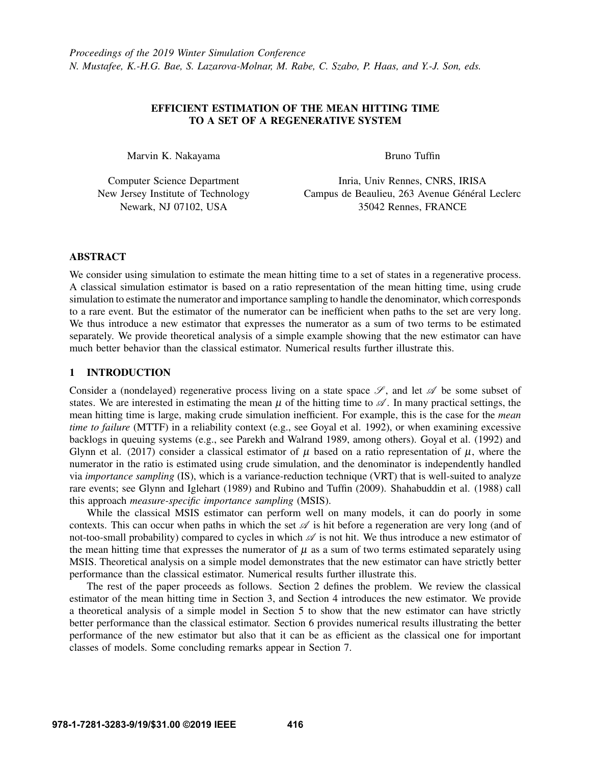*Proceedings of the 2019 Winter Simulation Conference*
*N. Mustafee, K.-H.G. Bae, S. Lazarova-Molnar, M. Rabe, C. Szabo, P. Haas, and Y.-J. Son, eds.*

# EFFICIENT ESTIMATION OF THE MEAN HITTING TIME TO A SET OF A REGENERATIVE SYSTEM

Marvin K. Nakayama

Computer Science Department
New Jersey Institute of Technology
Newark, NJ 07102, USA

Bruno Tuffin

Inria, Univ Rennes, CNRS, IRISA
Campus de Beaulieu, 263 Avenue Général Leclerc
35042 Rennes, FRANCE

## ABSTRACT

We consider using simulation to estimate the mean hitting time to a set of states in a regenerative process. A classical simulation estimator is based on a ratio representation of the mean hitting time, using crude simulation to estimate the numerator and importance sampling to handle the denominator, which corresponds to a rare event. But the estimator of the numerator can be inefficient when paths to the set are very long. We thus introduce a new estimator that expresses the numerator as a sum of two terms to be estimated separately. We provide theoretical analysis of a simple example showing that the new estimator can have much better behavior than the classical estimator. Numerical results further illustrate this.

## 1 INTRODUCTION

Consider a (nondelayed) regenerative process living on a state space $\mathscr{S}$, and let $\mathscr{A}$ be some subset of states. We are interested in estimating the mean $\mu$ of the hitting time to $\mathscr{A}$. In many practical settings, the mean hitting time is large, making crude simulation inefficient. For example, this is the case for the *mean time to failure* (MTTF) in a reliability context (e.g., see Goyal et al. 1992), or when examining excessive backlogs in queuing systems (e.g., see Parekh and Walrand 1989, among others). Goyal et al. (1992) and Glynn et al. (2017) consider a classical estimator of $\mu$ based on a ratio representation of $\mu$, where the numerator in the ratio is estimated using crude simulation, and the denominator is independently handled via *importance sampling* (IS), which is a variance-reduction technique (VRT) that is well-suited to analyze rare events; see Glynn and Iglehart (1989) and Rubino and Tuffin (2009). Shahabuddin et al. (1988) call this approach *measure-specific importance sampling* (MSIS).

While the classical MSIS estimator can perform well on many models, it can do poorly in some contexts. This can occur when paths in which the set $\mathscr{A}$ is hit before a regeneration are very long (and of not-too-small probability) compared to cycles in which $\mathscr{A}$ is not hit. We thus introduce a new estimator of the mean hitting time that expresses the numerator of $\mu$ as a sum of two terms estimated separately using MSIS. Theoretical analysis on a simple model demonstrates that the new estimator can have strictly better performance than the classical estimator. Numerical results further illustrate this.

The rest of the paper proceeds as follows. Section 2 defines the problem. We review the classical estimator of the mean hitting time in Section 3, and Section 4 introduces the new estimator. We provide a theoretical analysis of a simple model in Section 5 to show that the new estimator can have strictly better performance than the classical estimator. Section 6 provides numerical results illustrating the better performance of the new estimator but also that it can be as efficient as the classical one for important classes of models. Some concluding remarks appear in Section 7.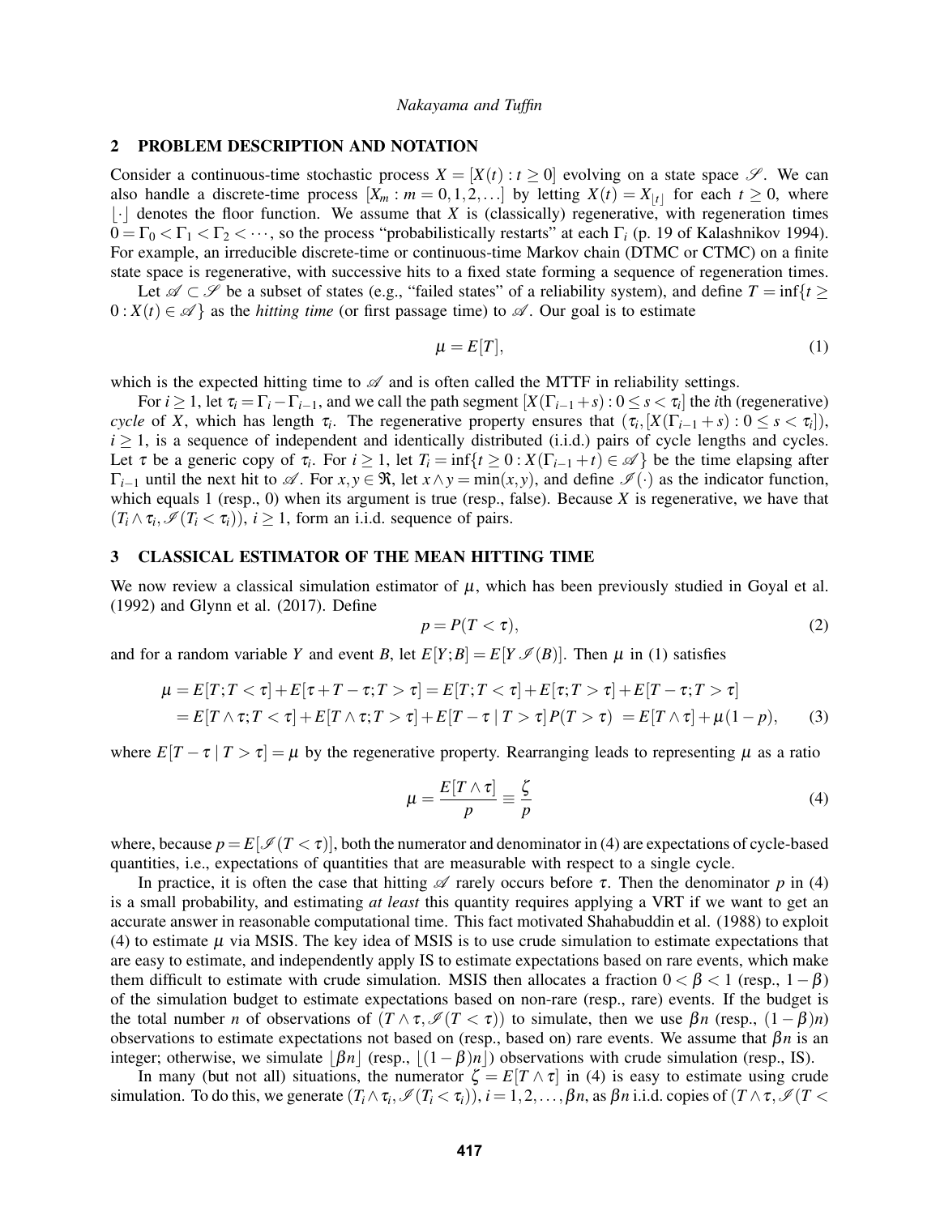## 2 PROBLEM DESCRIPTION AND NOTATION

Consider a continuous-time stochastic process $X = [X(t) : t \geq 0]$ evolving on a state space $\mathscr{S}$. We can also handle a discrete-time process $[X_m : m = 0, 1, 2, \ldots]$ by letting $X(t) = X_{\lfloor t \rfloor}$ for each $t \geq 0$, where $\lfloor \cdot \rfloor$ denotes the floor function. We assume that $X$ is (classically) regenerative, with regeneration times $0 = \Gamma_0 < \Gamma_1 < \Gamma_2 < \cdots$, so the process "probabilistically restarts" at each $\Gamma_i$ (p. 19 of Kalashnikov 1994). For example, an irreducible discrete-time or continuous-time Markov chain (DTMC or CTMC) on a finite state space is regenerative, with successive hits to a fixed state forming a sequence of regeneration times.

Let $\mathscr{A} \subset \mathscr{S}$ be a subset of states (e.g., "failed states" of a reliability system), and define $T = \inf\{t \geq 0 : X(t) \in \mathscr{A}\}$ as the *hitting time* (or first passage time) to $\mathscr{A}$. Our goal is to estimate

$$\mu = E[T], \tag{1}$$

which is the expected hitting time to $\mathscr{A}$ and is often called the MTTF in reliability settings.

For $i \geq 1$, let $\tau_i = \Gamma_i - \Gamma_{i-1}$, and we call the path segment $[X(\Gamma_{i-1} + s) : 0 \leq s < \tau_i]$ the $i$th (regenerative) *cycle* of $X$, which has length $\tau_i$. The regenerative property ensures that $(\tau_i, [X(\Gamma_{i-1} + s) : 0 \leq s < \tau_i])$, $i \geq 1$, is a sequence of independent and identically distributed (i.i.d.) pairs of cycle lengths and cycles. Let $\tau$ be a generic copy of $\tau_i$. For $i \geq 1$, let $T_i = \inf\{t \geq 0 : X(\Gamma_{i-1} + t) \in \mathscr{A}\}$ be the time elapsing after $\Gamma_{i-1}$ until the next hit to $\mathscr{A}$. For $x, y \in \Re$, let $x \wedge y = \min(x, y)$, and define $\mathscr{I}(\cdot)$ as the indicator function, which equals 1 (resp., 0) when its argument is true (resp., false). Because $X$ is regenerative, we have that $(T_i \wedge \tau_i, \mathscr{I}(T_i < \tau_i))$, $i \geq 1$, form an i.i.d. sequence of pairs.

## 3 CLASSICAL ESTIMATOR OF THE MEAN HITTING TIME

We now review a classical simulation estimator of $\mu$, which has been previously studied in Goyal et al. (1992) and Glynn et al. (2017). Define

$$p = P(T < \tau), \tag{2}$$

and for a random variable $Y$ and event $B$, let $E[Y; B] = E[Y \mathscr{I}(B)]$. Then $\mu$ in (1) satisfies

$$\begin{aligned}
\mu &= E[T; T < \tau] + E[\tau + T - \tau; T > \tau] = E[T; T < \tau] + E[\tau; T > \tau] + E[T - \tau; T > \tau] \\
&= E[T \wedge \tau; T < \tau] + E[T \wedge \tau; T > \tau] + E[T - \tau \mid T > \tau] P(T > \tau) \; = E[T \wedge \tau] + \mu(1 - p),
\end{aligned} \tag{3}$$

where $E[T - \tau \mid T > \tau] = \mu$ by the regenerative property. Rearranging leads to representing $\mu$ as a ratio

$$\mu = \frac{E[T \wedge \tau]}{p} \equiv \frac{\zeta}{p} \tag{4}$$

where, because $p = E[\mathscr{I}(T < \tau)]$, both the numerator and denominator in (4) are expectations of cycle-based quantities, i.e., expectations of quantities that are measurable with respect to a single cycle.

In practice, it is often the case that hitting $\mathscr{A}$ rarely occurs before $\tau$. Then the denominator $p$ in (4) is a small probability, and estimating *at least* this quantity requires applying a VRT if we want to get an accurate answer in reasonable computational time. This fact motivated Shahabuddin et al. (1988) to exploit (4) to estimate $\mu$ via MSIS. The key idea of MSIS is to use crude simulation to estimate expectations that are easy to estimate, and independently apply IS to estimate expectations based on rare events, which make them difficult to estimate with crude simulation. MSIS then allocates a fraction $0 < \beta < 1$ (resp., $1 - \beta$) of the simulation budget to estimate expectations based on non-rare (resp., rare) events. If the budget is the total number $n$ of observations of $(T \wedge \tau, \mathscr{I}(T < \tau))$ to simulate, then we use $\beta n$ (resp., $(1 - \beta)n$) observations to estimate expectations not based on (resp., based on) rare events. We assume that $\beta n$ is an integer; otherwise, we simulate $\lfloor \beta n \rfloor$ (resp., $\lfloor (1 - \beta)n \rfloor$) observations with crude simulation (resp., IS).

In many (but not all) situations, the numerator $\zeta = E[T \wedge \tau]$ in (4) is easy to estimate using crude simulation. To do this, we generate $(T_i \wedge \tau_i, \mathscr{I}(T_i < \tau_i))$, $i = 1, 2, \ldots, \beta n$, as $\beta n$ i.i.d. copies of $(T \wedge \tau, \mathscr{I}(T <$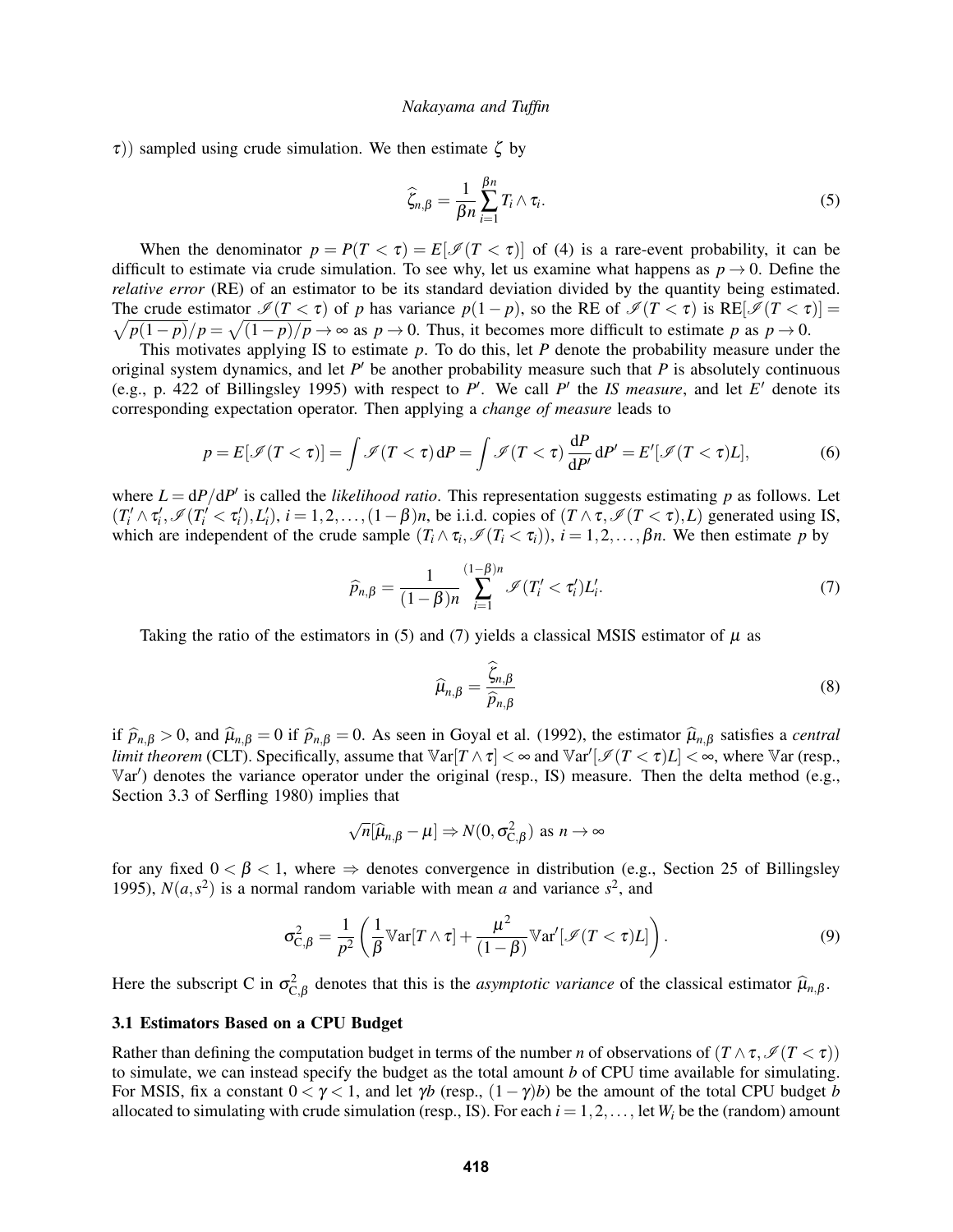$\tau$)) sampled using crude simulation. We then estimate $\zeta$ by

$$\widehat{\zeta}_{n,\beta} = \frac{1}{\beta n} \sum_{i=1}^{\beta n} T_i \wedge \tau_i. \tag{5}$$

When the denominator $p = P(T < \tau) = E[\mathscr{I}(T < \tau)]$ of (4) is a rare-event probability, it can be difficult to estimate via crude simulation. To see why, let us examine what happens as $p \to 0$. Define the *relative error* (RE) of an estimator to be its standard deviation divided by the quantity being estimated. The crude estimator $\mathscr{I}(T < \tau)$ of $p$ has variance $p(1-p)$, so the RE of $\mathscr{I}(T < \tau)$ is $\mathrm{RE}[\mathscr{I}(T < \tau)] = \sqrt{p(1-p)}/p = \sqrt{(1-p)/p} \to \infty$ as $p \to 0$. Thus, it becomes more difficult to estimate $p$ as $p \to 0$.

This motivates applying IS to estimate $p$. To do this, let $P$ denote the probability measure under the original system dynamics, and let $P'$ be another probability measure such that $P$ is absolutely continuous (e.g., p. 422 of Billingsley 1995) with respect to $P'$. We call $P'$ the *IS measure*, and let $E'$ denote its corresponding expectation operator. Then applying a *change of measure* leads to

$$p = E[\mathscr{I}(T < \tau)] = \int \mathscr{I}(T < \tau)\,\mathrm{d}P = \int \mathscr{I}(T < \tau)\,\frac{\mathrm{d}P}{\mathrm{d}P'}\,\mathrm{d}P' = E'[\mathscr{I}(T < \tau)L], \tag{6}$$

where $L = \mathrm{d}P/\mathrm{d}P'$ is called the *likelihood ratio*. This representation suggests estimating $p$ as follows. Let $(T'_i \wedge \tau'_i, \mathscr{I}(T'_i < \tau'_i), L'_i)$, $i = 1,2,\ldots,(1-\beta)n$, be i.i.d. copies of $(T \wedge \tau, \mathscr{I}(T < \tau), L)$ generated using IS, which are independent of the crude sample $(T_i \wedge \tau_i, \mathscr{I}(T_i < \tau_i))$, $i = 1,2,\ldots,\beta n$. We then estimate $p$ by

$$\widehat{p}_{n,\beta} = \frac{1}{(1-\beta)n} \sum_{i=1}^{(1-\beta)n} \mathscr{I}(T'_i < \tau'_i) L'_i. \tag{7}$$

Taking the ratio of the estimators in (5) and (7) yields a classical MSIS estimator of $\mu$ as

$$\widehat{\mu}_{n,\beta} = \frac{\widehat{\zeta}_{n,\beta}}{\widehat{p}_{n,\beta}} \tag{8}$$

if $\widehat{p}_{n,\beta} > 0$, and $\widehat{\mu}_{n,\beta} = 0$ if $\widehat{p}_{n,\beta} = 0$. As seen in Goyal et al. (1992), the estimator $\widehat{\mu}_{n,\beta}$ satisfies a *central limit theorem* (CLT). Specifically, assume that $\mathbb{V}\mathrm{ar}[T \wedge \tau] < \infty$ and $\mathbb{V}\mathrm{ar}'[\mathscr{I}(T < \tau)L] < \infty$, where $\mathbb{V}\mathrm{ar}$ (resp., $\mathbb{V}\mathrm{ar}'$) denotes the variance operator under the original (resp., IS) measure. Then the delta method (e.g., Section 3.3 of Serfling 1980) implies that

$$\sqrt{n}[\widehat{\mu}_{n,\beta} - \mu] \Rightarrow N(0, \sigma^2_{\mathrm{C},\beta}) \text{ as } n \to \infty$$

for any fixed $0 < \beta < 1$, where $\Rightarrow$ denotes convergence in distribution (e.g., Section 25 of Billingsley 1995), $N(a, s^2)$ is a normal random variable with mean $a$ and variance $s^2$, and

$$\sigma^2_{\mathrm{C},\beta} = \frac{1}{p^2}\left(\frac{1}{\beta}\mathbb{V}\mathrm{ar}[T \wedge \tau] + \frac{\mu^2}{(1-\beta)}\mathbb{V}\mathrm{ar}'[\mathscr{I}(T < \tau)L]\right). \tag{9}$$

Here the subscript C in $\sigma^2_{\mathrm{C},\beta}$ denotes that this is the *asymptotic variance* of the classical estimator $\widehat{\mu}_{n,\beta}$.

### 3.1 Estimators Based on a CPU Budget

Rather than defining the computation budget in terms of the number $n$ of observations of $(T \wedge \tau, \mathscr{I}(T < \tau))$ to simulate, we can instead specify the budget as the total amount $b$ of CPU time available for simulating. For MSIS, fix a constant $0 < \gamma < 1$, and let $\gamma b$ (resp., $(1-\gamma)b$) be the amount of the total CPU budget $b$ allocated to simulating with crude simulation (resp., IS). For each $i = 1,2,\ldots$, let $W_i$ be the (random) amount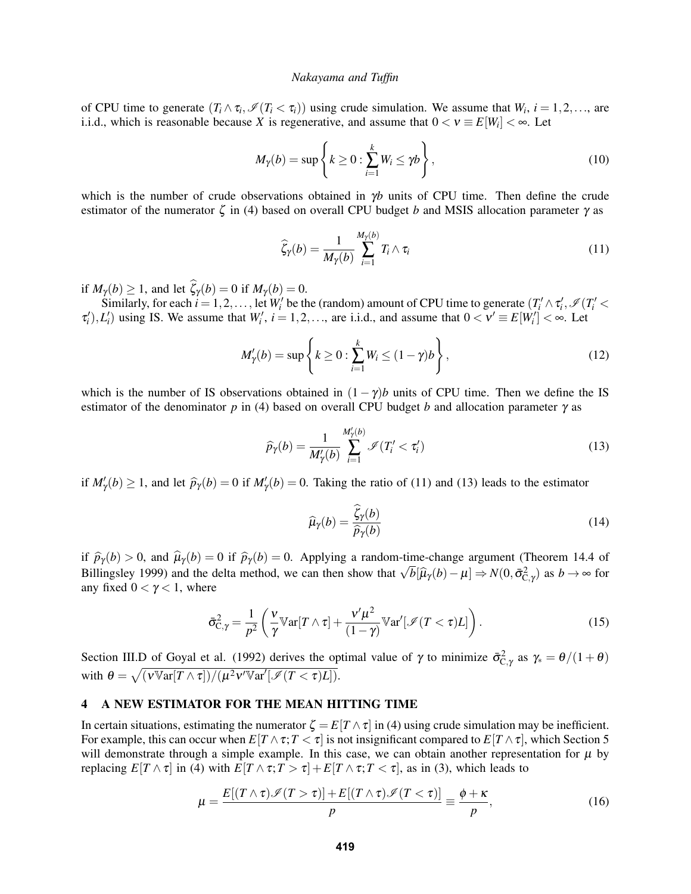of CPU time to generate $(T_i \wedge \tau_i, \mathscr{I}(T_i < \tau_i))$ using crude simulation. We assume that $W_i$, $i = 1,2,\ldots$, are i.i.d., which is reasonable because $X$ is regenerative, and assume that $0 < \nu \equiv E[W_i] < \infty$. Let

$$M_\gamma(b) = \sup\left\{k \geq 0 : \sum_{i=1}^{k} W_i \leq \gamma b\right\}, \tag{10}$$

which is the number of crude observations obtained in $\gamma b$ units of CPU time. Then define the crude estimator of the numerator $\zeta$ in (4) based on overall CPU budget $b$ and MSIS allocation parameter $\gamma$ as

$$\widehat{\zeta}_\gamma(b) = \frac{1}{M_\gamma(b)} \sum_{i=1}^{M_\gamma(b)} T_i \wedge \tau_i \tag{11}$$

if $M_\gamma(b) \geq 1$, and let $\widehat{\zeta}_\gamma(b) = 0$ if $M_\gamma(b) = 0$.

Similarly, for each $i = 1,2,\ldots$, let $W_i'$ be the (random) amount of CPU time to generate $(T_i' \wedge \tau_i', \mathscr{I}(T_i' < \tau_i'), L_i')$ using IS. We assume that $W_i'$, $i = 1,2,\ldots$, are i.i.d., and assume that $0 < \nu' \equiv E[W_i'] < \infty$. Let

$$M_\gamma'(b) = \sup\left\{k \geq 0 : \sum_{i=1}^{k} W_i \leq (1-\gamma) b\right\}, \tag{12}$$

which is the number of IS observations obtained in $(1-\gamma)b$ units of CPU time. Then we define the IS estimator of the denominator $p$ in (4) based on overall CPU budget $b$ and allocation parameter $\gamma$ as

$$\widehat{p}_\gamma(b) = \frac{1}{M_\gamma'(b)} \sum_{i=1}^{M_\gamma'(b)} \mathscr{I}(T_i' < \tau_i') \tag{13}$$

if $M_\gamma'(b) \geq 1$, and let $\widehat{p}_\gamma(b) = 0$ if $M_\gamma'(b) = 0$. Taking the ratio of (11) and (13) leads to the estimator

$$\widehat{\mu}_\gamma(b) = \frac{\widehat{\zeta}_\gamma(b)}{\widehat{p}_\gamma(b)} \tag{14}$$

if $\widehat{p}_\gamma(b) > 0$, and $\widehat{\mu}_\gamma(b) = 0$ if $\widehat{p}_\gamma(b) = 0$. Applying a random-time-change argument (Theorem 14.4 of Billingsley 1999) and the delta method, we can then show that $\sqrt{b}[\widehat{\mu}_\gamma(b) - \mu] \Rightarrow N(0, \bar{\sigma}^2_{\mathrm{C},\gamma})$ as $b \to \infty$ for any fixed $0 < \gamma < 1$, where

$$\bar{\sigma}^2_{\mathrm{C},\gamma} = \frac{1}{p^2}\left(\frac{\nu}{\gamma}\mathbb{V}\mathrm{ar}[T \wedge \tau] + \frac{\nu'\mu^2}{(1-\gamma)}\mathbb{V}\mathrm{ar}'[\mathscr{I}(T < \tau)L]\right). \tag{15}$$

Section III.D of Goyal et al. (1992) derives the optimal value of $\gamma$ to minimize $\bar{\sigma}^2_{\mathrm{C},\gamma}$ as $\gamma_* = \theta/(1+\theta)$ with $\theta = \sqrt{(\nu\mathbb{V}\mathrm{ar}[T \wedge \tau])/(\mu^2\nu'\mathbb{V}\mathrm{ar}'[\mathscr{I}(T < \tau)L])}$.

## 4 A NEW ESTIMATOR FOR THE MEAN HITTING TIME

In certain situations, estimating the numerator $\zeta = E[T \wedge \tau]$ in (4) using crude simulation may be inefficient. For example, this can occur when $E[T \wedge \tau; T < \tau]$ is not insignificant compared to $E[T \wedge \tau]$, which Section 5 will demonstrate through a simple example. In this case, we can obtain another representation for $\mu$ by replacing $E[T \wedge \tau]$ in (4) with $E[T \wedge \tau; T > \tau] + E[T \wedge \tau; T < \tau]$, as in (3), which leads to

$$\mu = \frac{E[(T \wedge \tau)\mathscr{I}(T > \tau)] + E[(T \wedge \tau)\mathscr{I}(T < \tau)]}{p} \equiv \frac{\phi + \kappa}{p}, \tag{16}$$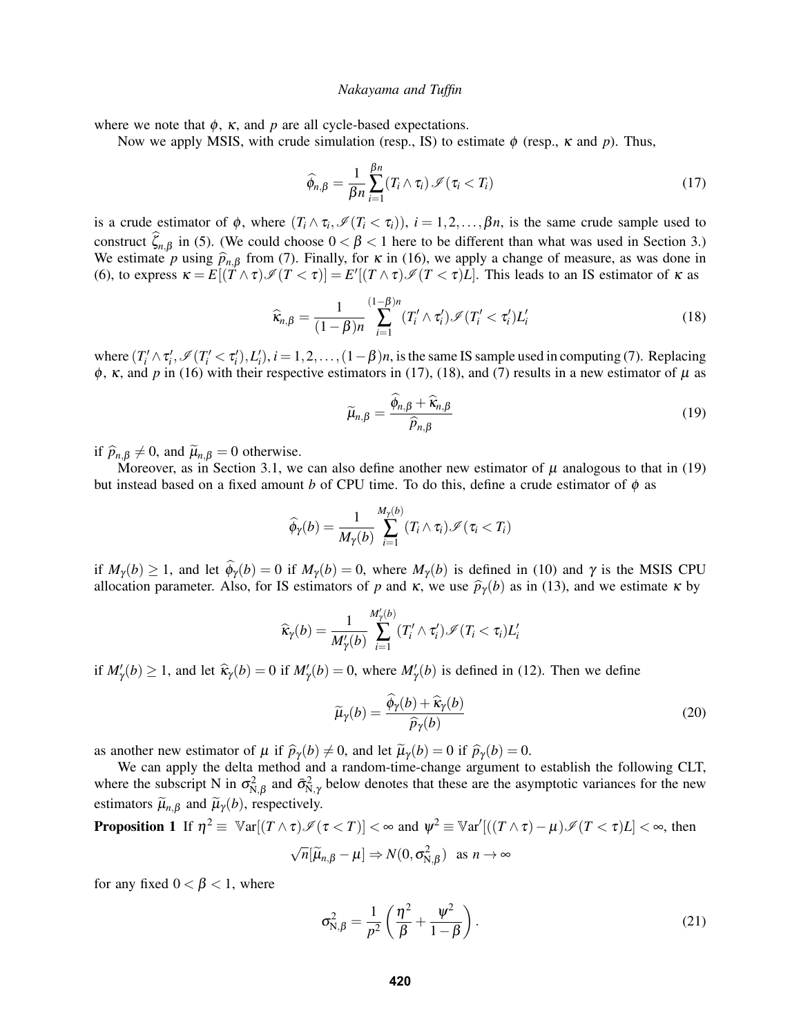where we note that $\phi$, $\kappa$, and $p$ are all cycle-based expectations.

Now we apply MSIS, with crude simulation (resp., IS) to estimate $\phi$ (resp., $\kappa$ and $p$). Thus,

$$\widehat{\phi}_{n,\beta} = \frac{1}{\beta n} \sum_{i=1}^{\beta n} (T_i \wedge \tau_i)\, \mathscr{I}(\tau_i < T_i) \tag{17}$$

is a crude estimator of $\phi$, where $(T_i \wedge \tau_i, \mathscr{I}(T_i < \tau_i))$, $i = 1, 2, \ldots, \beta n$, is the same crude sample used to construct $\widehat{\zeta}_{n,\beta}$ in (5). (We could choose $0 < \beta < 1$ here to be different than what was used in Section 3.) We estimate $p$ using $\widehat{p}_{n,\beta}$ from (7). Finally, for $\kappa$ in (16), we apply a change of measure, as was done in (6), to express $\kappa = E[(T \wedge \tau)\mathscr{I}(T < \tau)] = E'[(T \wedge \tau)\mathscr{I}(T < \tau)L]$. This leads to an IS estimator of $\kappa$ as

$$\widehat{\kappa}_{n,\beta} = \frac{1}{(1-\beta)n} \sum_{i=1}^{(1-\beta)n} (T_i' \wedge \tau_i')\mathscr{I}(T_i' < \tau_i')L_i' \tag{18}$$

where $(T_i' \wedge \tau_i', \mathscr{I}(T_i' < \tau_i'), L_i')$, $i = 1, 2, \ldots, (1-\beta)n$, is the same IS sample used in computing (7). Replacing $\phi$, $\kappa$, and $p$ in (16) with their respective estimators in (17), (18), and (7) results in a new estimator of $\mu$ as

$$\widetilde{\mu}_{n,\beta} = \frac{\widehat{\phi}_{n,\beta} + \widehat{\kappa}_{n,\beta}}{\widehat{p}_{n,\beta}} \tag{19}$$

if $\widehat{p}_{n,\beta} \neq 0$, and $\widetilde{\mu}_{n,\beta} = 0$ otherwise.

Moreover, as in Section 3.1, we can also define another new estimator of $\mu$ analogous to that in (19) but instead based on a fixed amount $b$ of CPU time. To do this, define a crude estimator of $\phi$ as

$$\widehat{\phi}_{\gamma}(b) = \frac{1}{M_{\gamma}(b)} \sum_{i=1}^{M_{\gamma}(b)} (T_i \wedge \tau_i)\mathscr{I}(\tau_i < T_i)$$

if $M_{\gamma}(b) \geq 1$, and let $\widehat{\phi}_{\gamma}(b) = 0$ if $M_{\gamma}(b) = 0$, where $M_{\gamma}(b)$ is defined in (10) and $\gamma$ is the MSIS CPU allocation parameter. Also, for IS estimators of $p$ and $\kappa$, we use $\widehat{p}_{\gamma}(b)$ as in (13), and we estimate $\kappa$ by

$$\widehat{\kappa}_{\gamma}(b) = \frac{1}{M_{\gamma}'(b)} \sum_{i=1}^{M_{\gamma}'(b)} (T_i' \wedge \tau_i')\mathscr{I}(T_i < \tau_i)L_i'$$

if $M_{\gamma}'(b) \geq 1$, and let $\widehat{\kappa}_{\gamma}(b) = 0$ if $M_{\gamma}'(b) = 0$, where $M_{\gamma}'(b)$ is defined in (12). Then we define

$$\widetilde{\mu}_{\gamma}(b) = \frac{\widehat{\phi}_{\gamma}(b) + \widehat{\kappa}_{\gamma}(b)}{\widehat{p}_{\gamma}(b)} \tag{20}$$

as another new estimator of $\mu$ if $\widehat{p}_{\gamma}(b) \neq 0$, and let $\widetilde{\mu}_{\gamma}(b) = 0$ if $\widehat{p}_{\gamma}(b) = 0$.

We can apply the delta method and a random-time-change argument to establish the following CLT, where the subscript N in $\sigma^2_{\mathrm{N},\beta}$ and $\bar{\sigma}^2_{\mathrm{N},\gamma}$ below denotes that these are the asymptotic variances for the new estimators $\widetilde{\mu}_{n,\beta}$ and $\widetilde{\mu}_{\gamma}(b)$, respectively.

**Proposition 1** If $\eta^2 \equiv \mathbb{V}\mathrm{ar}[(T \wedge \tau)\mathscr{I}(\tau < T)] < \infty$ and $\psi^2 \equiv \mathbb{V}\mathrm{ar}'[((T \wedge \tau) - \mu)\mathscr{I}(T < \tau)L] < \infty$, then

$$\sqrt{n}[\widetilde{\mu}_{n,\beta} - \mu] \Rightarrow N(0, \sigma^2_{\mathrm{N},\beta}) \quad \text{as } n \to \infty$$

for any fixed $0 < \beta < 1$, where

$$\sigma^2_{\mathrm{N},\beta} = \frac{1}{p^2}\left(\frac{\eta^2}{\beta} + \frac{\psi^2}{1-\beta}\right). \tag{21}$$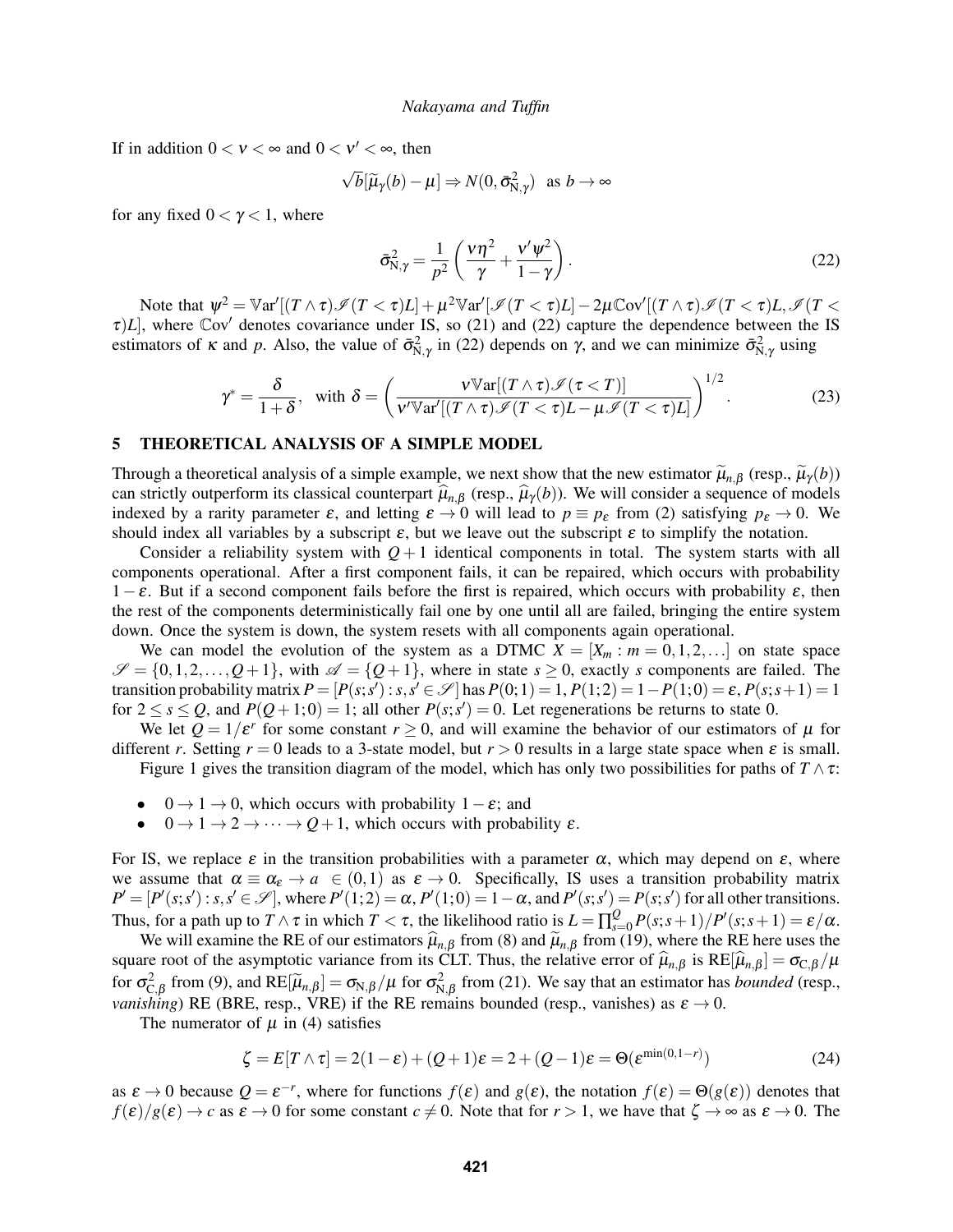If in addition $0 < \nu < \infty$ and $0 < \nu' < \infty$, then

$$\sqrt{b}[\widetilde{\mu}_\gamma(b) - \mu] \Rightarrow N(0, \bar{\sigma}^2_{\mathrm{N},\gamma}) \quad \text{as } b \to \infty$$

for any fixed $0 < \gamma < 1$, where

$$\bar{\sigma}^2_{\mathrm{N},\gamma} = \frac{1}{p^2}\left(\frac{\nu\eta^2}{\gamma} + \frac{\nu'\psi^2}{1-\gamma}\right). \tag{22}$$

Note that $\psi^2 = \mathbb{V}\mathrm{ar}'[(T \wedge \tau)\mathscr{I}(T < \tau)L] + \mu^2 \mathbb{V}\mathrm{ar}'[\mathscr{I}(T < \tau)L] - 2\mu\mathbb{C}\mathrm{ov}'[(T \wedge \tau)\mathscr{I}(T < \tau)L, \mathscr{I}(T < \tau)L]$, where $\mathbb{C}\mathrm{ov}'$ denotes covariance under IS, so (21) and (22) capture the dependence between the IS estimators of $\kappa$ and $p$. Also, the value of $\bar{\sigma}^2_{\mathrm{N},\gamma}$ in (22) depends on $\gamma$, and we can minimize $\bar{\sigma}^2_{\mathrm{N},\gamma}$ using

$$\gamma^* = \frac{\delta}{1+\delta}, \quad \text{with } \delta = \left(\frac{\nu\mathbb{V}\mathrm{ar}[(T \wedge \tau)\mathscr{I}(\tau < T)]}{\nu'\mathbb{V}\mathrm{ar}'[(T \wedge \tau)\mathscr{I}(T < \tau)L - \mu\mathscr{I}(T < \tau)L]}\right)^{1/2}. \tag{23}$$

## 5 THEORETICAL ANALYSIS OF A SIMPLE MODEL

Through a theoretical analysis of a simple example, we next show that the new estimator $\widetilde{\mu}_{n,\beta}$ (resp., $\widetilde{\mu}_\gamma(b)$) can strictly outperform its classical counterpart $\widehat{\mu}_{n,\beta}$ (resp., $\widehat{\mu}_\gamma(b)$). We will consider a sequence of models indexed by a rarity parameter $\varepsilon$, and letting $\varepsilon \to 0$ will lead to $p \equiv p_\varepsilon$ from (2) satisfying $p_\varepsilon \to 0$. We should index all variables by a subscript $\varepsilon$, but we leave out the subscript $\varepsilon$ to simplify the notation.

Consider a reliability system with $Q+1$ identical components in total. The system starts with all components operational. After a first component fails, it can be repaired, which occurs with probability $1-\varepsilon$. But if a second component fails before the first is repaired, which occurs with probability $\varepsilon$, then the rest of the components deterministically fail one by one until all are failed, bringing the entire system down. Once the system is down, the system resets with all components again operational.

We can model the evolution of the system as a DTMC $X = [X_m : m = 0, 1, 2, \ldots]$ on state space $\mathscr{S} = \{0, 1, 2, \ldots, Q+1\}$, with $\mathscr{A} = \{Q+1\}$, where in state $s \geq 0$, exactly $s$ components are failed. The transition probability matrix $P = [P(s;s') : s, s' \in \mathscr{S}]$ has $P(0;1) = 1$, $P(1;2) = 1 - P(1;0) = \varepsilon$, $P(s;s+1) = 1$ for $2 \leq s \leq Q$, and $P(Q+1;0) = 1$; all other $P(s;s') = 0$. Let regenerations be returns to state 0.

We let $Q = 1/\varepsilon^r$ for some constant $r \geq 0$, and will examine the behavior of our estimators of $\mu$ for different $r$. Setting $r = 0$ leads to a 3-state model, but $r > 0$ results in a large state space when $\varepsilon$ is small.

Figure 1 gives the transition diagram of the model, which has only two possibilities for paths of $T \wedge \tau$:

- $0 \to 1 \to 0$, which occurs with probability $1 - \varepsilon$; and
- $0 \to 1 \to 2 \to \cdots \to Q+1$, which occurs with probability $\varepsilon$.

For IS, we replace $\varepsilon$ in the transition probabilities with a parameter $\alpha$, which may depend on $\varepsilon$, where we assume that $\alpha \equiv \alpha_\varepsilon \to a \ \in (0,1)$ as $\varepsilon \to 0$. Specifically, IS uses a transition probability matrix $P' = [P'(s;s') : s, s' \in \mathscr{S}]$, where $P'(1;2) = \alpha$, $P'(1;0) = 1 - \alpha$, and $P'(s;s') = P(s;s')$ for all other transitions. Thus, for a path up to $T \wedge \tau$ in which $T < \tau$, the likelihood ratio is $L = \prod_{s=0}^{Q} P(s;s+1)/P'(s;s+1) = \varepsilon/\alpha$.

We will examine the RE of our estimators $\widehat{\mu}_{n,\beta}$ from (8) and $\widetilde{\mu}_{n,\beta}$ from (19), where the RE here uses the square root of the asymptotic variance from its CLT. Thus, the relative error of $\widehat{\mu}_{n,\beta}$ is $\mathrm{RE}[\widehat{\mu}_{n,\beta}] = \sigma_{\mathrm{C},\beta}/\mu$ for $\sigma^2_{\mathrm{C},\beta}$ from (9), and $\mathrm{RE}[\widetilde{\mu}_{n,\beta}] = \sigma_{\mathrm{N},\beta}/\mu$ for $\sigma^2_{\mathrm{N},\beta}$ from (21). We say that an estimator has *bounded* (resp., *vanishing*) RE (BRE, resp., VRE) if the RE remains bounded (resp., vanishes) as $\varepsilon \to 0$.

The numerator of $\mu$ in (4) satisfies

$$\zeta = E[T \wedge \tau] = 2(1-\varepsilon) + (Q+1)\varepsilon = 2 + (Q-1)\varepsilon = \Theta(\varepsilon^{\min(0,1-r)}) \tag{24}$$

as $\varepsilon \to 0$ because $Q = \varepsilon^{-r}$, where for functions $f(\varepsilon)$ and $g(\varepsilon)$, the notation $f(\varepsilon) = \Theta(g(\varepsilon))$ denotes that $f(\varepsilon)/g(\varepsilon) \to c$ as $\varepsilon \to 0$ for some constant $c \neq 0$. Note that for $r > 1$, we have that $\zeta \to \infty$ as $\varepsilon \to 0$. The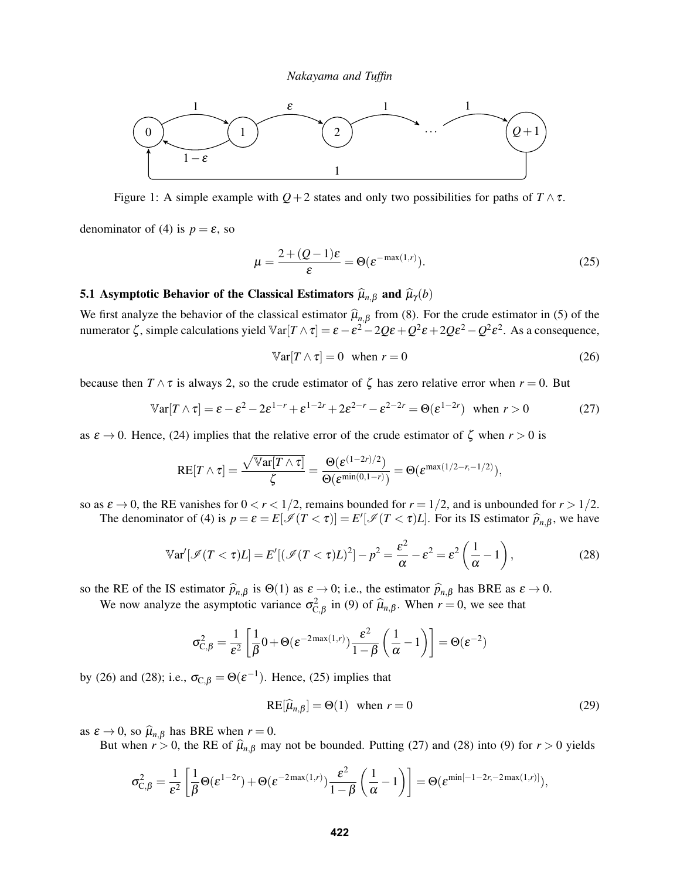Figure 1: A simple example with $Q+2$ states and only two possibilities for paths of $T \wedge \tau$.

denominator of (4) is $p = \varepsilon$, so

$$\mu = \frac{2 + (Q-1)\varepsilon}{\varepsilon} = \Theta(\varepsilon^{-\max(1,r)}). \tag{25}$$

### 5.1 Asymptotic Behavior of the Classical Estimators $\widehat{\mu}_{n,\beta}$ and $\widehat{\mu}_{\gamma}(b)$

We first analyze the behavior of the classical estimator $\widehat{\mu}_{n,\beta}$ from (8). For the crude estimator in (5) of the numerator $\zeta$, simple calculations yield $\mathbb{V}\mathrm{ar}[T \wedge \tau] = \varepsilon - \varepsilon^2 - 2Q\varepsilon + Q^2\varepsilon + 2Q\varepsilon^2 - Q^2\varepsilon^2$. As a consequence,

$$\mathbb{V}\mathrm{ar}[T \wedge \tau] = 0 \quad \text{when } r = 0 \tag{26}$$

because then $T \wedge \tau$ is always 2, so the crude estimator of $\zeta$ has zero relative error when $r = 0$. But

$$\mathbb{V}\mathrm{ar}[T \wedge \tau] = \varepsilon - \varepsilon^2 - 2\varepsilon^{1-r} + \varepsilon^{1-2r} + 2\varepsilon^{2-r} - \varepsilon^{2-2r} = \Theta(\varepsilon^{1-2r}) \quad \text{when } r > 0 \tag{27}$$

as $\varepsilon \to 0$. Hence, (24) implies that the relative error of the crude estimator of $\zeta$ when $r > 0$ is

$$\mathrm{RE}[T \wedge \tau] = \frac{\sqrt{\mathbb{V}\mathrm{ar}[T \wedge \tau]}}{\zeta} = \frac{\Theta(\varepsilon^{(1-2r)/2})}{\Theta(\varepsilon^{\min(0,1-r)})} = \Theta(\varepsilon^{\max(1/2-r,-1/2)}),$$

so as $\varepsilon \to 0$, the RE vanishes for $0 < r < 1/2$, remains bounded for $r = 1/2$, and is unbounded for $r > 1/2$.

The denominator of (4) is $p = \varepsilon = E[\mathscr{I}(T < \tau)] = E'[\mathscr{I}(T < \tau)L]$. For its IS estimator $\widehat{p}_{n,\beta}$, we have

$$\mathbb{V}\mathrm{ar}'[\mathscr{I}(T < \tau)L] = E'[(\mathscr{I}(T < \tau)L)^2] - p^2 = \frac{\varepsilon^2}{\alpha} - \varepsilon^2 = \varepsilon^2\left(\frac{1}{\alpha} - 1\right), \tag{28}$$

so the RE of the IS estimator $\widehat{p}_{n,\beta}$ is $\Theta(1)$ as $\varepsilon \to 0$; i.e., the estimator $\widehat{p}_{n,\beta}$ has BRE as $\varepsilon \to 0$.

We now analyze the asymptotic variance $\sigma^2_{\mathrm{C},\beta}$ in (9) of $\widehat{\mu}_{n,\beta}$. When $r = 0$, we see that

$$\sigma^2_{\mathrm{C},\beta} = \frac{1}{\varepsilon^2}\left[\frac{1}{\beta}0 + \Theta(\varepsilon^{-2\max(1,r)})\frac{\varepsilon^2}{1-\beta}\left(\frac{1}{\alpha} - 1\right)\right] = \Theta(\varepsilon^{-2})$$

by (26) and (28); i.e., $\sigma_{\mathrm{C},\beta} = \Theta(\varepsilon^{-1})$. Hence, (25) implies that

$$\mathrm{RE}[\widehat{\mu}_{n,\beta}] = \Theta(1) \quad \text{when } r = 0 \tag{29}$$

as $\varepsilon \to 0$, so $\widehat{\mu}_{n,\beta}$ has BRE when $r = 0$.

But when $r > 0$, the RE of $\widehat{\mu}_{n,\beta}$ may not be bounded. Putting (27) and (28) into (9) for $r > 0$ yields

$$\sigma^2_{\mathrm{C},\beta} = \frac{1}{\varepsilon^2}\left[\frac{1}{\beta}\Theta(\varepsilon^{1-2r}) + \Theta(\varepsilon^{-2\max(1,r)})\frac{\varepsilon^2}{1-\beta}\left(\frac{1}{\alpha} - 1\right)\right] = \Theta(\varepsilon^{\min[-1-2r,-2\max(1,r)]}),$$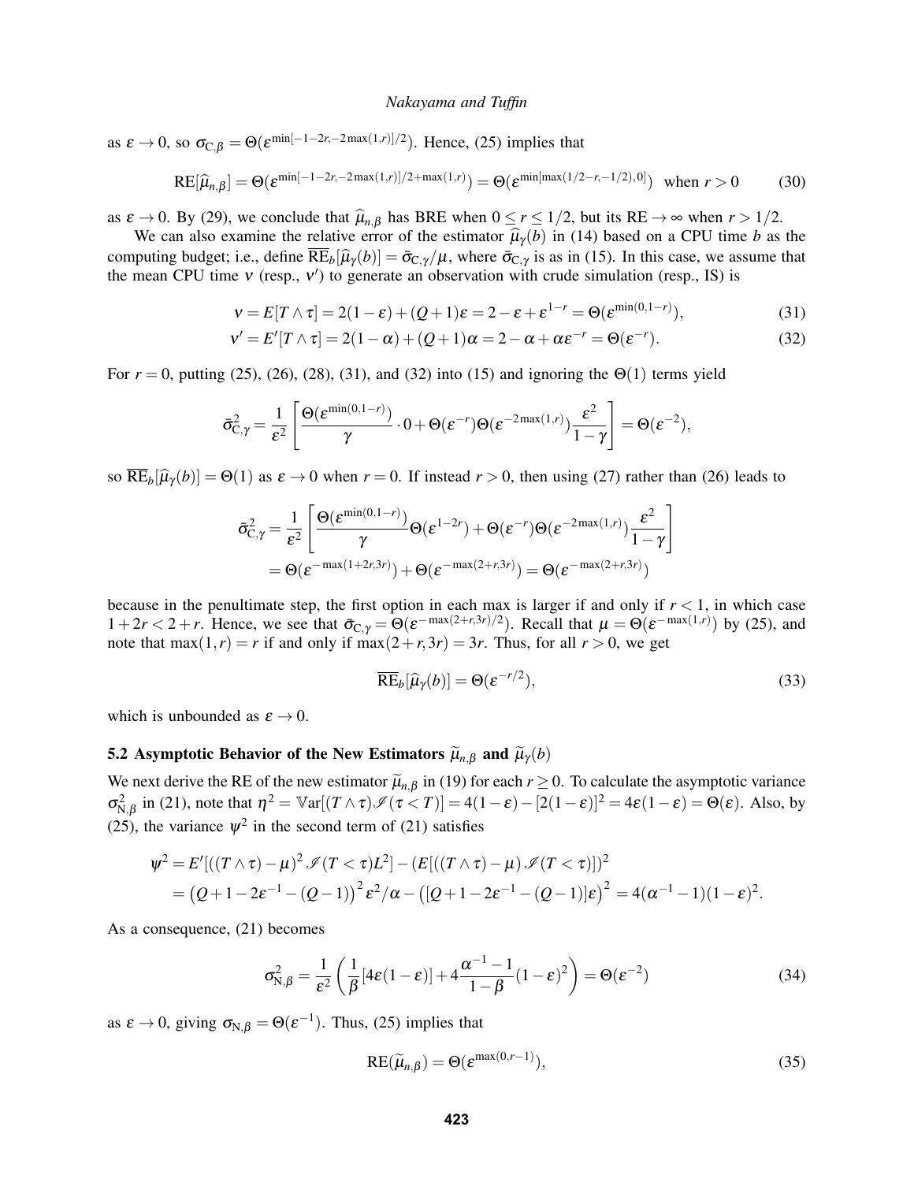as $\varepsilon \to 0$, so $\sigma_{\mathrm{C},\beta} = \Theta(\varepsilon^{\min[-1-2r,-2\max(1,r)]/2})$. Hence, (25) implies that

$$\mathrm{RE}[\widehat{\mu}_{n,\beta}] = \Theta(\varepsilon^{\min[-1-2r,-2\max(1,r)]/2+\max(1,r)}) = \Theta(\varepsilon^{\min[\max(1/2-r,-1/2),0]}) \quad \text{when } r > 0 \tag{30}$$

as $\varepsilon \to 0$. By (29), we conclude that $\widehat{\mu}_{n,\beta}$ has BRE when $0 \le r \le 1/2$, but its RE $\to \infty$ when $r > 1/2$.

We can also examine the relative error of the estimator $\widehat{\mu}_\gamma(b)$ in (14) based on a CPU time $b$ as the computing budget; i.e., define $\overline{\mathrm{RE}}_b[\widehat{\mu}_\gamma(b)] = \bar{\sigma}_{\mathrm{C},\gamma}/\mu$, where $\bar{\sigma}_{\mathrm{C},\gamma}$ is as in (15). In this case, we assume that the mean CPU time $\nu$ (resp., $\nu'$) to generate an observation with crude simulation (resp., IS) is

$$\nu = E[T \wedge \tau] = 2(1-\varepsilon) + (Q+1)\varepsilon = 2 - \varepsilon + \varepsilon^{1-r} = \Theta(\varepsilon^{\min(0,1-r)}), \tag{31}$$

$$\nu' = E'[T \wedge \tau] = 2(1-\alpha) + (Q+1)\alpha = 2 - \alpha + \alpha\varepsilon^{-r} = \Theta(\varepsilon^{-r}). \tag{32}$$

For $r = 0$, putting (25), (26), (28), (31), and (32) into (15) and ignoring the $\Theta(1)$ terms yield

$$\bar{\sigma}^2_{\mathrm{C},\gamma} = \frac{1}{\varepsilon^2}\left[\frac{\Theta(\varepsilon^{\min(0,1-r)})}{\gamma}\cdot 0 + \Theta(\varepsilon^{-r})\Theta(\varepsilon^{-2\max(1,r)})\frac{\varepsilon^2}{1-\gamma}\right] = \Theta(\varepsilon^{-2}),$$

so $\overline{\mathrm{RE}}_b[\widehat{\mu}_\gamma(b)] = \Theta(1)$ as $\varepsilon \to 0$ when $r = 0$. If instead $r > 0$, then using (27) rather than (26) leads to

$$\begin{aligned}
\bar{\sigma}^2_{\mathrm{C},\gamma} &= \frac{1}{\varepsilon^2}\left[\frac{\Theta(\varepsilon^{\min(0,1-r)})}{\gamma}\Theta(\varepsilon^{1-2r}) + \Theta(\varepsilon^{-r})\Theta(\varepsilon^{-2\max(1,r)})\frac{\varepsilon^2}{1-\gamma}\right] \\
&= \Theta(\varepsilon^{-\max(1+2r,3r)}) + \Theta(\varepsilon^{-\max(2+r,3r)}) = \Theta(\varepsilon^{-\max(2+r,3r)})
\end{aligned}$$

because in the penultimate step, the first option in each max is larger if and only if $r < 1$, in which case $1+2r < 2+r$. Hence, we see that $\bar{\sigma}_{\mathrm{C},\gamma} = \Theta(\varepsilon^{-\max(2+r,3r)/2})$. Recall that $\mu = \Theta(\varepsilon^{-\max(1,r)})$ by (25), and note that $\max(1,r) = r$ if and only if $\max(2+r,3r) = 3r$. Thus, for all $r > 0$, we get

$$\overline{\mathrm{RE}}_b[\widehat{\mu}_\gamma(b)] = \Theta(\varepsilon^{-r/2}), \tag{33}$$

which is unbounded as $\varepsilon \to 0$.

### 5.2 Asymptotic Behavior of the New Estimators $\widetilde{\mu}_{n,\beta}$ and $\widetilde{\mu}_\gamma(b)$

We next derive the RE of the new estimator $\widetilde{\mu}_{n,\beta}$ in (19) for each $r \ge 0$. To calculate the asymptotic variance $\sigma^2_{\mathrm{N},\beta}$ in (21), note that $\eta^2 = \mathbb{V}\mathrm{ar}[(T \wedge \tau)\mathscr{I}(\tau < T)] = 4(1-\varepsilon) - [2(1-\varepsilon)]^2 = 4\varepsilon(1-\varepsilon) = \Theta(\varepsilon)$. Also, by (25), the variance $\psi^2$ in the second term of (21) satisfies

$$\begin{aligned}
\psi^2 &= E'[((T \wedge \tau) - \mu)^2 \mathscr{I}(T < \tau)L^2] - (E[((T \wedge \tau) - \mu)\mathscr{I}(T < \tau)])^2 \\
&= \left(Q + 1 - 2\varepsilon^{-1} - (Q-1)\right)^2 \varepsilon^2/\alpha - \left([Q + 1 - 2\varepsilon^{-1} - (Q-1)]\varepsilon\right)^2 = 4(\alpha^{-1} - 1)(1-\varepsilon)^2.
\end{aligned}$$

As a consequence, (21) becomes

$$\sigma^2_{\mathrm{N},\beta} = \frac{1}{\varepsilon^2}\left(\frac{1}{\beta}[4\varepsilon(1-\varepsilon)] + 4\frac{\alpha^{-1}-1}{1-\beta}(1-\varepsilon)^2\right) = \Theta(\varepsilon^{-2}) \tag{34}$$

as $\varepsilon \to 0$, giving $\sigma_{\mathrm{N},\beta} = \Theta(\varepsilon^{-1})$. Thus, (25) implies that

$$\mathrm{RE}(\widetilde{\mu}_{n,\beta}) = \Theta(\varepsilon^{\max(0,r-1)}), \tag{35}$$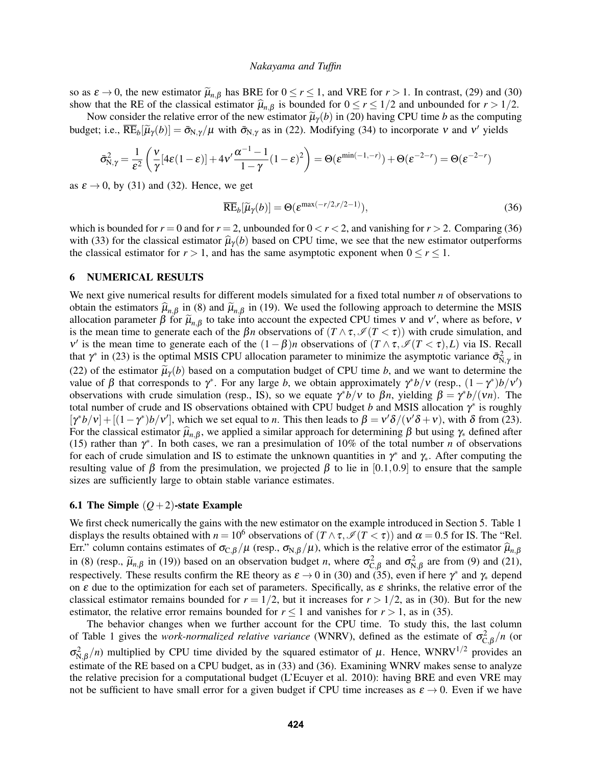so as $\varepsilon \to 0$, the new estimator $\widetilde{\mu}_{n,\beta}$ has BRE for $0 \le r \le 1$, and VRE for $r > 1$. In contrast, (29) and (30) show that the RE of the classical estimator $\widehat{\mu}_{n,\beta}$ is bounded for $0 \le r \le 1/2$ and unbounded for $r > 1/2$.

Now consider the relative error of the new estimator $\widetilde{\mu}_\gamma(b)$ in (20) having CPU time $b$ as the computing budget; i.e., $\overline{\mathrm{RE}}_b[\widetilde{\mu}_\gamma(b)] = \bar{\sigma}_{\mathrm{N},\gamma}/\mu$ with $\bar{\sigma}_{\mathrm{N},\gamma}$ as in (22). Modifying (34) to incorporate $\nu$ and $\nu'$ yields

$$\bar{\sigma}^2_{\mathrm{N},\gamma} = \frac{1}{\varepsilon^2}\left(\frac{\nu}{\gamma}[4\varepsilon(1-\varepsilon)] + 4\nu'\frac{\alpha^{-1}-1}{1-\gamma}(1-\varepsilon)^2\right) = \Theta(\varepsilon^{\min(-1,-r)}) + \Theta(\varepsilon^{-2-r}) = \Theta(\varepsilon^{-2-r})$$

as $\varepsilon \to 0$, by (31) and (32). Hence, we get

$$\overline{\mathrm{RE}}_b[\widetilde{\mu}_\gamma(b)] = \Theta(\varepsilon^{\max(-r/2, r/2-1)}), \tag{36}$$

which is bounded for $r = 0$ and for $r = 2$, unbounded for $0 < r < 2$, and vanishing for $r > 2$. Comparing (36) with (33) for the classical estimator $\widehat{\mu}_\gamma(b)$ based on CPU time, we see that the new estimator outperforms the classical estimator for $r > 1$, and has the same asymptotic exponent when $0 \le r \le 1$.

## 6 NUMERICAL RESULTS

We next give numerical results for different models simulated for a fixed total number $n$ of observations to obtain the estimators $\widehat{\mu}_{n,\beta}$ in (8) and $\widetilde{\mu}_{n,\beta}$ in (19). We used the following approach to determine the MSIS allocation parameter $\beta$ for $\widetilde{\mu}_{n,\beta}$ to take into account the expected CPU times $\nu$ and $\nu'$, where as before, $\nu$ is the mean time to generate each of the $\beta n$ observations of $(T \wedge \tau, \mathscr{I}(T < \tau))$ with crude simulation, and $\nu'$ is the mean time to generate each of the $(1-\beta)n$ observations of $(T \wedge \tau, \mathscr{I}(T < \tau), L)$ via IS. Recall that $\gamma^*$ in (23) is the optimal MSIS CPU allocation parameter to minimize the asymptotic variance $\bar{\sigma}^2_{\mathrm{N},\gamma}$ in (22) of the estimator $\widetilde{\mu}_\gamma(b)$ based on a computation budget of CPU time $b$, and we want to determine the value of $\beta$ that corresponds to $\gamma^*$. For any large $b$, we obtain approximately $\gamma^* b/\nu$ (resp., $(1-\gamma^*)b/\nu'$) observations with crude simulation (resp., IS), so we equate $\gamma^* b/\nu$ to $\beta n$, yielding $\beta = \gamma^* b/(\nu n)$. The total number of crude and IS observations obtained with CPU budget $b$ and MSIS allocation $\gamma^*$ is roughly $[\gamma^* b/\nu] + [(1-\gamma^*)b/\nu']$, which we set equal to $n$. This then leads to $\beta = \nu'\delta/(\nu'\delta + \nu)$, with $\delta$ from (23). For the classical estimator $\widehat{\mu}_{n,\beta}$, we applied a similar approach for determining $\beta$ but using $\gamma_*$ defined after (15) rather than $\gamma^*$. In both cases, we ran a presimulation of 10% of the total number $n$ of observations for each of crude simulation and IS to estimate the unknown quantities in $\gamma^*$ and $\gamma_*$. After computing the resulting value of $\beta$ from the presimulation, we projected $\beta$ to lie in $[0.1, 0.9]$ to ensure that the sample sizes are sufficiently large to obtain stable variance estimates.

### 6.1 The Simple $(Q+2)$-state Example

We first check numerically the gains with the new estimator on the example introduced in Section 5. Table 1 displays the results obtained with $n = 10^6$ observations of $(T \wedge \tau, \mathscr{I}(T < \tau))$ and $\alpha = 0.5$ for IS. The "Rel. Err." column contains estimates of $\sigma_{\mathrm{C},\beta}/\mu$ (resp., $\sigma_{\mathrm{N},\beta}/\mu$), which is the relative error of the estimator $\widehat{\mu}_{n,\beta}$ in (8) (resp., $\widetilde{\mu}_{n,\beta}$ in (19)) based on an observation budget $n$, where $\sigma^2_{\mathrm{C},\beta}$ and $\sigma^2_{\mathrm{N},\beta}$ are from (9) and (21), respectively. These results confirm the RE theory as $\varepsilon \to 0$ in (30) and (35), even if here $\gamma^*$ and $\gamma_*$ depend on $\varepsilon$ due to the optimization for each set of parameters. Specifically, as $\varepsilon$ shrinks, the relative error of the classical estimator remains bounded for $r = 1/2$, but it increases for $r > 1/2$, as in (30). But for the new estimator, the relative error remains bounded for $r \le 1$ and vanishes for $r > 1$, as in (35).

The behavior changes when we further account for the CPU time. To study this, the last column of Table 1 gives the *work-normalized relative variance* (WNRV), defined as the estimate of $\sigma^2_{\mathrm{C},\beta}/n$ (or $\sigma^2_{\mathrm{N},\beta}/n$) multiplied by CPU time divided by the squared estimator of $\mu$. Hence, $\mathrm{WNRV}^{1/2}$ provides an estimate of the RE based on a CPU budget, as in (33) and (36). Examining WNRV makes sense to analyze the relative precision for a computational budget (L'Ecuyer et al. 2010): having BRE and even VRE may not be sufficient to have small error for a given budget if CPU time increases as $\varepsilon \to 0$. Even if we have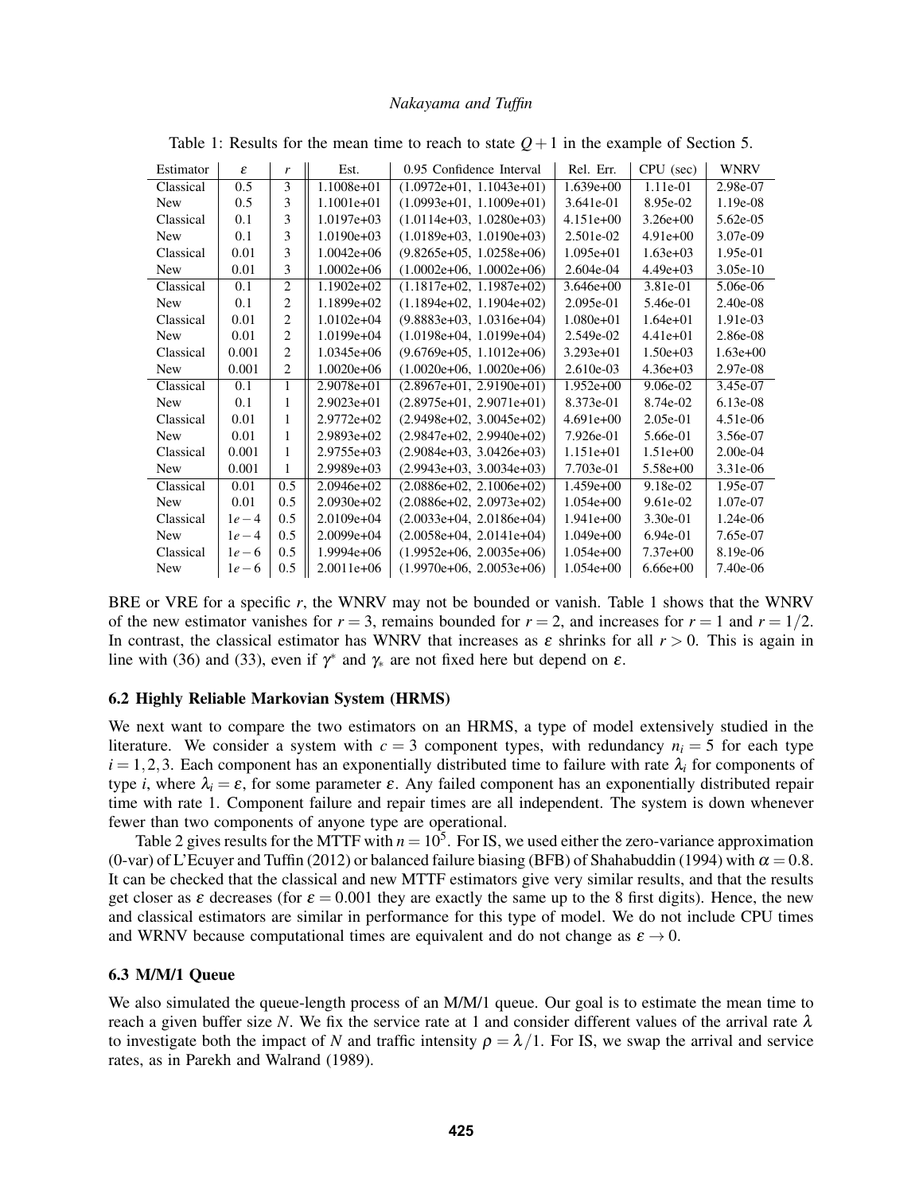Table 1: Results for the mean time to reach to state $Q+1$ in the example of Section 5.

| Estimator | $\varepsilon$ | $r$ | Est. | 0.95 Confidence Interval | Rel. Err. | CPU (sec) | WNRV |
|---|---|---|---|---|---|---|---|
| Classical | 0.5 | 3 | 1.1008e+01 | (1.0972e+01, 1.1043e+01) | 1.639e+00 | 1.11e-01 | 2.98e-07 |
| New | 0.5 | 3 | 1.1001e+01 | (1.0993e+01, 1.1009e+01) | 3.641e-01 | 8.95e-02 | 1.19e-08 |
| Classical | 0.1 | 3 | 1.0197e+03 | (1.0114e+03, 1.0280e+03) | 4.151e+00 | 3.26e+00 | 5.62e-05 |
| New | 0.1 | 3 | 1.0190e+03 | (1.0189e+03, 1.0190e+03) | 2.501e-02 | 4.91e+00 | 3.07e-09 |
| Classical | 0.01 | 3 | 1.0042e+06 | (9.8265e+05, 1.0258e+06) | 1.095e+01 | 1.63e+03 | 1.95e-01 |
| New | 0.01 | 3 | 1.0002e+06 | (1.0002e+06, 1.0002e+06) | 2.604e-04 | 4.49e+03 | 3.05e-10 |
| Classical | 0.1 | 2 | 1.1902e+02 | (1.1817e+02, 1.1987e+02) | 3.646e+00 | 3.81e-01 | 5.06e-06 |
| New | 0.1 | 2 | 1.1899e+02 | (1.1894e+02, 1.1904e+02) | 2.095e-01 | 5.46e-01 | 2.40e-08 |
| Classical | 0.01 | 2 | 1.0102e+04 | (9.8883e+03, 1.0316e+04) | 1.080e+01 | 1.64e+01 | 1.91e-03 |
| New | 0.01 | 2 | 1.0199e+04 | (1.0198e+04, 1.0199e+04) | 2.549e-02 | 4.41e+01 | 2.86e-08 |
| Classical | 0.001 | 2 | 1.0345e+06 | (9.6769e+05, 1.1012e+06) | 3.293e+01 | 1.50e+03 | 1.63e+00 |
| New | 0.001 | 2 | 1.0020e+06 | (1.0020e+06, 1.0020e+06) | 2.610e-03 | 4.36e+03 | 2.97e-08 |
| Classical | 0.1 | 1 | 2.9078e+01 | (2.8967e+01, 2.9190e+01) | 1.952e+00 | 9.06e-02 | 3.45e-07 |
| New | 0.1 | 1 | 2.9023e+01 | (2.8975e+01, 2.9071e+01) | 8.373e-01 | 8.74e-02 | 6.13e-08 |
| Classical | 0.01 | 1 | 2.9772e+02 | (2.9498e+02, 3.0045e+02) | 4.691e+00 | 2.05e-01 | 4.51e-06 |
| New | 0.01 | 1 | 2.9893e+02 | (2.9847e+02, 2.9940e+02) | 7.926e-01 | 5.66e-01 | 3.56e-07 |
| Classical | 0.001 | 1 | 2.9755e+03 | (2.9084e+03, 3.0426e+03) | 1.151e+01 | 1.51e+00 | 2.00e-04 |
| New | 0.001 | 1 | 2.9989e+03 | (2.9943e+03, 3.0034e+03) | 7.703e-01 | 5.58e+00 | 3.31e-06 |
| Classical | 0.01 | 0.5 | 2.0946e+02 | (2.0886e+02, 2.1006e+02) | 1.459e+00 | 9.18e-02 | 1.95e-07 |
| New | 0.01 | 0.5 | 2.0930e+02 | (2.0886e+02, 2.0973e+02) | 1.054e+00 | 9.61e-02 | 1.07e-07 |
| Classical | $1e-4$ | 0.5 | 2.0109e+04 | (2.0033e+04, 2.0186e+04) | 1.941e+00 | 3.30e-01 | 1.24e-06 |
| New | $1e-4$ | 0.5 | 2.0099e+04 | (2.0058e+04, 2.0141e+04) | 1.049e+00 | 6.94e-01 | 7.65e-07 |
| Classical | $1e-6$ | 0.5 | 1.9994e+06 | (1.9952e+06, 2.0035e+06) | 1.054e+00 | 7.37e+00 | 8.19e-06 |
| New | $1e-6$ | 0.5 | 2.0011e+06 | (1.9970e+06, 2.0053e+06) | 1.054e+00 | 6.66e+00 | 7.40e-06 |

BRE or VRE for a specific $r$, the WNRV may not be bounded or vanish. Table 1 shows that the WNRV of the new estimator vanishes for $r=3$, remains bounded for $r=2$, and increases for $r=1$ and $r=1/2$. In contrast, the classical estimator has WNRV that increases as $\varepsilon$ shrinks for all $r>0$. This is again in line with (36) and (33), even if $\gamma^*$ and $\gamma_*$ are not fixed here but depend on $\varepsilon$.

### 6.2 Highly Reliable Markovian System (HRMS)

We next want to compare the two estimators on an HRMS, a type of model extensively studied in the literature. We consider a system with $c=3$ component types, with redundancy $n_i=5$ for each type $i=1,2,3$. Each component has an exponentially distributed time to failure with rate $\lambda_i$ for components of type $i$, where $\lambda_i=\varepsilon$, for some parameter $\varepsilon$. Any failed component has an exponentially distributed repair time with rate 1. Component failure and repair times are all independent. The system is down whenever fewer than two components of anyone type are operational.

Table 2 gives results for the MTTF with $n=10^5$. For IS, we used either the zero-variance approximation (0-var) of L'Ecuyer and Tuffin (2012) or balanced failure biasing (BFB) of Shahabuddin (1994) with $\alpha=0.8$. It can be checked that the classical and new MTTF estimators give very similar results, and that the results get closer as $\varepsilon$ decreases (for $\varepsilon=0.001$ they are exactly the same up to the 8 first digits). Hence, the new and classical estimators are similar in performance for this type of model. We do not include CPU times and WRNV because computational times are equivalent and do not change as $\varepsilon\to 0$.

### 6.3 M/M/1 Queue

We also simulated the queue-length process of an M/M/1 queue. Our goal is to estimate the mean time to reach a given buffer size $N$. We fix the service rate at 1 and consider different values of the arrival rate $\lambda$ to investigate both the impact of $N$ and traffic intensity $\rho=\lambda/1$. For IS, we swap the arrival and service rates, as in Parekh and Walrand (1989).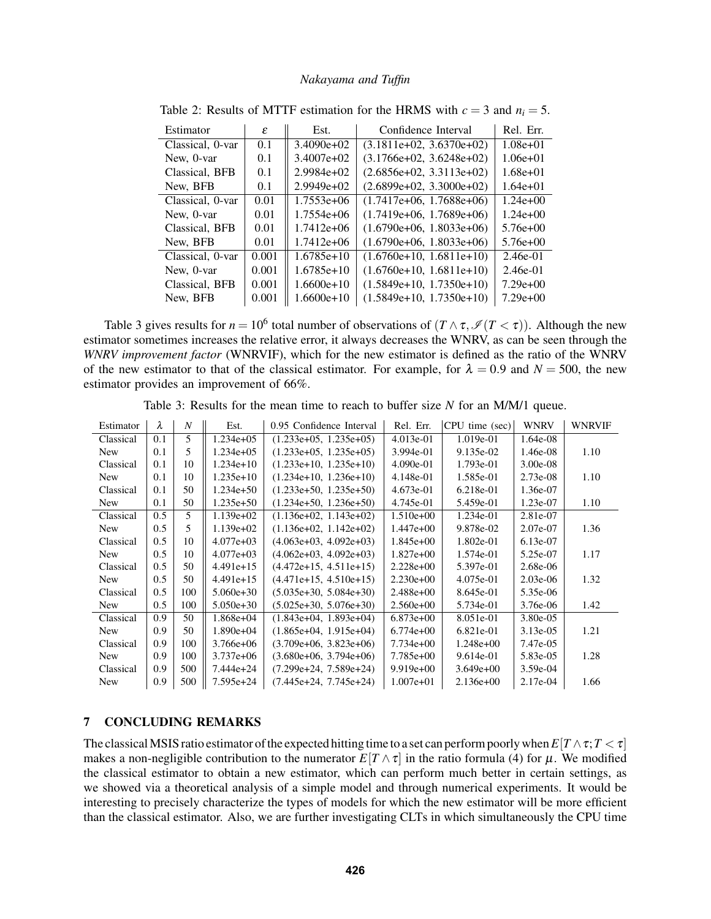Table 2: Results of MTTF estimation for the HRMS with $c = 3$ and $n_i = 5$.

| Estimator | $\varepsilon$ | Est. | Confidence Interval | Rel. Err. |
|---|---|---|---|---|
| Classical, 0-var | 0.1 | 3.4090e+02 | (3.1811e+02, 3.6370e+02) | 1.08e+01 |
| New, 0-var | 0.1 | 3.4007e+02 | (3.1766e+02, 3.6248e+02) | 1.06e+01 |
| Classical, BFB | 0.1 | 2.9984e+02 | (2.6856e+02, 3.3113e+02) | 1.68e+01 |
| New, BFB | 0.1 | 2.9949e+02 | (2.6899e+02, 3.3000e+02) | 1.64e+01 |
| Classical, 0-var | 0.01 | 1.7553e+06 | (1.7417e+06, 1.7688e+06) | 1.24e+00 |
| New, 0-var | 0.01 | 1.7554e+06 | (1.7419e+06, 1.7689e+06) | 1.24e+00 |
| Classical, BFB | 0.01 | 1.7412e+06 | (1.6790e+06, 1.8033e+06) | 5.76e+00 |
| New, BFB | 0.01 | 1.7412e+06 | (1.6790e+06, 1.8033e+06) | 5.76e+00 |
| Classical, 0-var | 0.001 | 1.6785e+10 | (1.6760e+10, 1.6811e+10) | 2.46e-01 |
| New, 0-var | 0.001 | 1.6785e+10 | (1.6760e+10, 1.6811e+10) | 2.46e-01 |
| Classical, BFB | 0.001 | 1.6600e+10 | (1.5849e+10, 1.7350e+10) | 7.29e+00 |
| New, BFB | 0.001 | 1.6600e+10 | (1.5849e+10, 1.7350e+10) | 7.29e+00 |

Table 3 gives results for $n = 10^6$ total number of observations of $(T \wedge \tau, \mathscr{I}(T < \tau))$. Although the new estimator sometimes increases the relative error, it always decreases the WNRV, as can be seen through the *WNRV improvement factor* (WNRVIF), which for the new estimator is defined as the ratio of the WNRV of the new estimator to that of the classical estimator. For example, for $\lambda = 0.9$ and $N = 500$, the new estimator provides an improvement of 66%.

Table 3: Results for the mean time to reach to buffer size $N$ for an M/M/1 queue.

| Estimator | $\lambda$ | $N$ | Est. | 0.95 Confidence Interval | Rel. Err. | CPU time (sec) | WNRV | WNRVIF |
|---|---|---|---|---|---|---|---|---|
| Classical | 0.1 | 5 | 1.234e+05 | (1.233e+05, 1.235e+05) | 4.013e-01 | 1.019e-01 | 1.64e-08 | |
| New | 0.1 | 5 | 1.234e+05 | (1.233e+05, 1.235e+05) | 3.994e-01 | 9.135e-02 | 1.46e-08 | 1.10 |
| Classical | 0.1 | 10 | 1.234e+10 | (1.233e+10, 1.235e+10) | 4.090e-01 | 1.793e-01 | 3.00e-08 | |
| New | 0.1 | 10 | 1.235e+10 | (1.234e+10, 1.236e+10) | 4.148e-01 | 1.585e-01 | 2.73e-08 | 1.10 |
| Classical | 0.1 | 50 | 1.234e+50 | (1.233e+50, 1.235e+50) | 4.673e-01 | 6.218e-01 | 1.36e-07 | |
| New | 0.1 | 50 | 1.235e+50 | (1.234e+50, 1.236e+50) | 4.745e-01 | 5.459e-01 | 1.23e-07 | 1.10 |
| Classical | 0.5 | 5 | 1.139e+02 | (1.136e+02, 1.143e+02) | 1.510e+00 | 1.234e-01 | 2.81e-07 | |
| New | 0.5 | 5 | 1.139e+02 | (1.136e+02, 1.142e+02) | 1.447e+00 | 9.878e-02 | 2.07e-07 | 1.36 |
| Classical | 0.5 | 10 | 4.077e+03 | (4.063e+03, 4.092e+03) | 1.845e+00 | 1.802e-01 | 6.13e-07 | |
| New | 0.5 | 10 | 4.077e+03 | (4.062e+03, 4.092e+03) | 1.827e+00 | 1.574e-01 | 5.25e-07 | 1.17 |
| Classical | 0.5 | 50 | 4.491e+15 | (4.472e+15, 4.511e+15) | 2.228e+00 | 5.397e-01 | 2.68e-06 | |
| New | 0.5 | 50 | 4.491e+15 | (4.471e+15, 4.510e+15) | 2.230e+00 | 4.075e-01 | 2.03e-06 | 1.32 |
| Classical | 0.5 | 100 | 5.060e+30 | (5.035e+30, 5.084e+30) | 2.488e+00 | 8.645e-01 | 5.35e-06 | |
| New | 0.5 | 100 | 5.050e+30 | (5.025e+30, 5.076e+30) | 2.560e+00 | 5.734e-01 | 3.76e-06 | 1.42 |
| Classical | 0.9 | 50 | 1.868e+04 | (1.843e+04, 1.893e+04) | 6.873e+00 | 8.051e-01 | 3.80e-05 | |
| New | 0.9 | 50 | 1.890e+04 | (1.865e+04, 1.915e+04) | 6.774e+00 | 6.821e-01 | 3.13e-05 | 1.21 |
| Classical | 0.9 | 100 | 3.766e+06 | (3.709e+06, 3.823e+06) | 7.734e+00 | 1.248e+00 | 7.47e-05 | |
| New | 0.9 | 100 | 3.737e+06 | (3.680e+06, 3.794e+06) | 7.785e+00 | 9.614e-01 | 5.83e-05 | 1.28 |
| Classical | 0.9 | 500 | 7.444e+24 | (7.299e+24, 7.589e+24) | 9.919e+00 | 3.649e+00 | 3.59e-04 | |
| New | 0.9 | 500 | 7.595e+24 | (7.445e+24, 7.745e+24) | 1.007e+01 | 2.136e+00 | 2.17e-04 | 1.66 |

## 7 CONCLUDING REMARKS

The classical MSIS ratio estimator of the expected hitting time to a set can perform poorly when $E[T \wedge \tau; T < \tau]$ makes a non-negligible contribution to the numerator $E[T \wedge \tau]$ in the ratio formula (4) for $\mu$. We modified the classical estimator to obtain a new estimator, which can perform much better in certain settings, as we showed via a theoretical analysis of a simple model and through numerical experiments. It would be interesting to precisely characterize the types of models for which the new estimator will be more efficient than the classical estimator. Also, we are further investigating CLTs in which simultaneously the CPU time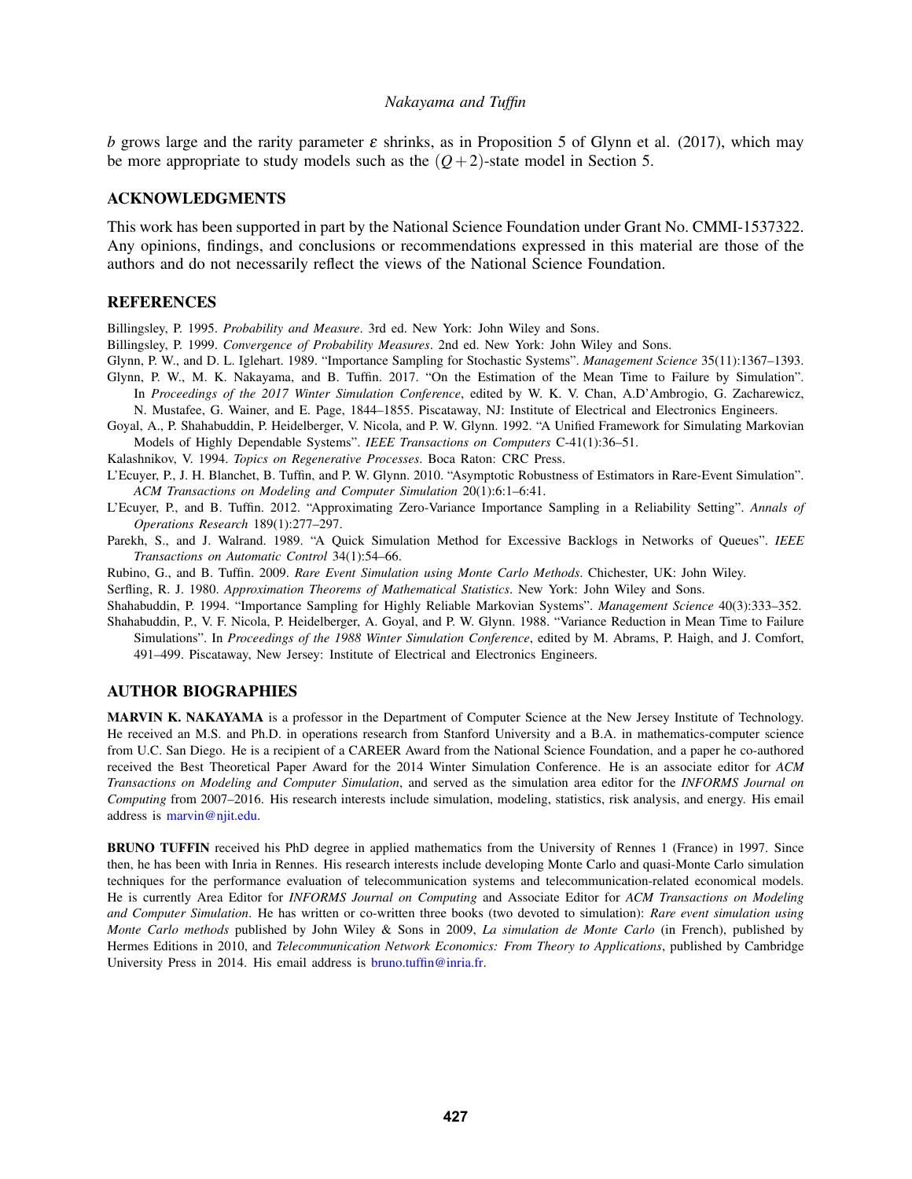$b$ grows large and the rarity parameter $\varepsilon$ shrinks, as in Proposition 5 of Glynn et al. (2017), which may be more appropriate to study models such as the $(Q+2)$-state model in Section 5.

## ACKNOWLEDGMENTS

This work has been supported in part by the National Science Foundation under Grant No. CMMI-1537322. Any opinions, findings, and conclusions or recommendations expressed in this material are those of the authors and do not necessarily reflect the views of the National Science Foundation.

## REFERENCES

Billingsley, P. 1995. *Probability and Measure*. 3rd ed. New York: John Wiley and Sons.

Billingsley, P. 1999. *Convergence of Probability Measures*. 2nd ed. New York: John Wiley and Sons.

Glynn, P. W., and D. L. Iglehart. 1989. "Importance Sampling for Stochastic Systems". *Management Science* 35(11):1367–1393.

Glynn, P. W., M. K. Nakayama, and B. Tuffin. 2017. "On the Estimation of the Mean Time to Failure by Simulation". In *Proceedings of the 2017 Winter Simulation Conference*, edited by W. K. V. Chan, A.D'Ambrogio, G. Zacharewicz, N. Mustafee, G. Wainer, and E. Page, 1844–1855. Piscataway, NJ: Institute of Electrical and Electronics Engineers.

Goyal, A., P. Shahabuddin, P. Heidelberger, V. Nicola, and P. W. Glynn. 1992. "A Unified Framework for Simulating Markovian Models of Highly Dependable Systems". *IEEE Transactions on Computers* C-41(1):36–51.

Kalashnikov, V. 1994. *Topics on Regenerative Processes*. Boca Raton: CRC Press.

L'Ecuyer, P., J. H. Blanchet, B. Tuffin, and P. W. Glynn. 2010. "Asymptotic Robustness of Estimators in Rare-Event Simulation". *ACM Transactions on Modeling and Computer Simulation* 20(1):6:1–6:41.

L'Ecuyer, P., and B. Tuffin. 2012. "Approximating Zero-Variance Importance Sampling in a Reliability Setting". *Annals of Operations Research* 189(1):277–297.

Parekh, S., and J. Walrand. 1989. "A Quick Simulation Method for Excessive Backlogs in Networks of Queues". *IEEE Transactions on Automatic Control* 34(1):54–66.

Rubino, G., and B. Tuffin. 2009. *Rare Event Simulation using Monte Carlo Methods*. Chichester, UK: John Wiley.

Serfling, R. J. 1980. *Approximation Theorems of Mathematical Statistics*. New York: John Wiley and Sons.

Shahabuddin, P. 1994. "Importance Sampling for Highly Reliable Markovian Systems". *Management Science* 40(3):333–352.

Shahabuddin, P., V. F. Nicola, P. Heidelberger, A. Goyal, and P. W. Glynn. 1988. "Variance Reduction in Mean Time to Failure Simulations". In *Proceedings of the 1988 Winter Simulation Conference*, edited by M. Abrams, P. Haigh, and J. Comfort, 491–499. Piscataway, New Jersey: Institute of Electrical and Electronics Engineers.

## AUTHOR BIOGRAPHIES

**MARVIN K. NAKAYAMA** is a professor in the Department of Computer Science at the New Jersey Institute of Technology. He received an M.S. and Ph.D. in operations research from Stanford University and a B.A. in mathematics-computer science from U.C. San Diego. He is a recipient of a CAREER Award from the National Science Foundation, and a paper he co-authored received the Best Theoretical Paper Award for the 2014 Winter Simulation Conference. He is an associate editor for *ACM Transactions on Modeling and Computer Simulation*, and served as the simulation area editor for the *INFORMS Journal on Computing* from 2007–2016. His research interests include simulation, modeling, statistics, risk analysis, and energy. His email address is marvin@njit.edu.

**BRUNO TUFFIN** received his PhD degree in applied mathematics from the University of Rennes 1 (France) in 1997. Since then, he has been with Inria in Rennes. His research interests include developing Monte Carlo and quasi-Monte Carlo simulation techniques for the performance evaluation of telecommunication systems and telecommunication-related economical models. He is currently Area Editor for *INFORMS Journal on Computing* and Associate Editor for *ACM Transactions on Modeling and Computer Simulation*. He has written or co-written three books (two devoted to simulation): *Rare event simulation using Monte Carlo methods* published by John Wiley & Sons in 2009, *La simulation de Monte Carlo* (in French), published by Hermes Editions in 2010, and *Telecommunication Network Economics: From Theory to Applications*, published by Cambridge University Press in 2014. His email address is bruno.tuffin@inria.fr.